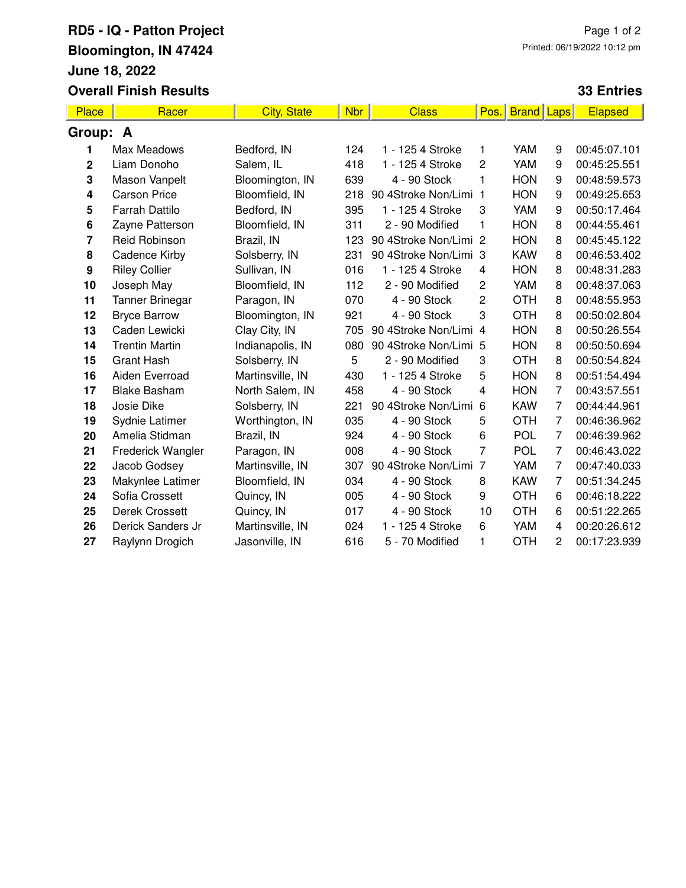**RD5 - IQ - Patton Project**
**Bloomington, IN 47424**
**June 18, 2022**
**Overall Finish Results**

Printed: 06/19/2022 10:12 pm

**33 Entries**

## Group: A

| Place | Racer | City, State | Nbr | Class | Pos. | Brand | Laps | Elapsed |
|---|---|---|---|---|---|---|---|---|
| 1 | Max Meadows | Bedford, IN | 124 | 1 - 125 4 Stroke | 1 | YAM | 9 | 00:45:07.101 |
| 2 | Liam Donoho | Salem, IL | 418 | 1 - 125 4 Stroke | 2 | YAM | 9 | 00:45:25.551 |
| 3 | Mason Vanpelt | Bloomington, IN | 639 | 4 - 90 Stock | 1 | HON | 9 | 00:48:59.573 |
| 4 | Carson Price | Bloomfield, IN | 218 | 90 4Stroke Non/Limi | 1 | HON | 9 | 00:49:25.653 |
| 5 | Farrah Dattilo | Bedford, IN | 395 | 1 - 125 4 Stroke | 3 | YAM | 9 | 00:50:17.464 |
| 6 | Zayne Patterson | Bloomfield, IN | 311 | 2 - 90 Modified | 1 | HON | 8 | 00:44:55.461 |
| 7 | Reid Robinson | Brazil, IN | 123 | 90 4Stroke Non/Limi | 2 | HON | 8 | 00:45:45.122 |
| 8 | Cadence Kirby | Solsberry, IN | 231 | 90 4Stroke Non/Limi | 3 | KAW | 8 | 00:46:53.402 |
| 9 | Riley Collier | Sullivan, IN | 016 | 1 - 125 4 Stroke | 4 | HON | 8 | 00:48:31.283 |
| 10 | Joseph May | Bloomfield, IN | 112 | 2 - 90 Modified | 2 | YAM | 8 | 00:48:37.063 |
| 11 | Tanner Brinegar | Paragon, IN | 070 | 4 - 90 Stock | 2 | OTH | 8 | 00:48:55.953 |
| 12 | Bryce Barrow | Bloomington, IN | 921 | 4 - 90 Stock | 3 | OTH | 8 | 00:50:02.804 |
| 13 | Caden Lewicki | Clay City, IN | 705 | 90 4Stroke Non/Limi | 4 | HON | 8 | 00:50:26.554 |
| 14 | Trentin Martin | Indianapolis, IN | 080 | 90 4Stroke Non/Limi | 5 | HON | 8 | 00:50:50.694 |
| 15 | Grant Hash | Solsberry, IN | 5 | 2 - 90 Modified | 3 | OTH | 8 | 00:50:54.824 |
| 16 | Aiden Everroad | Martinsville, IN | 430 | 1 - 125 4 Stroke | 5 | HON | 8 | 00:51:54.494 |
| 17 | Blake Basham | North Salem, IN | 458 | 4 - 90 Stock | 4 | HON | 7 | 00:43:57.551 |
| 18 | Josie Dike | Solsberry, IN | 221 | 90 4Stroke Non/Limi | 6 | KAW | 7 | 00:44:44.961 |
| 19 | Sydnie Latimer | Worthington, IN | 035 | 4 - 90 Stock | 5 | OTH | 7 | 00:46:36.962 |
| 20 | Amelia Stidman | Brazil, IN | 924 | 4 - 90 Stock | 6 | POL | 7 | 00:46:39.962 |
| 21 | Frederick Wangler | Paragon, IN | 008 | 4 - 90 Stock | 7 | POL | 7 | 00:46:43.022 |
| 22 | Jacob Godsey | Martinsville, IN | 307 | 90 4Stroke Non/Limi | 7 | YAM | 7 | 00:47:40.033 |
| 23 | Makynlee Latimer | Bloomfield, IN | 034 | 4 - 90 Stock | 8 | KAW | 7 | 00:51:34.245 |
| 24 | Sofia Crossett | Quincy, IN | 005 | 4 - 90 Stock | 9 | OTH | 6 | 00:46:18.222 |
| 25 | Derek Crossett | Quincy, IN | 017 | 4 - 90 Stock | 10 | OTH | 6 | 00:51:22.265 |
| 26 | Derick Sanders Jr | Martinsville, IN | 024 | 1 - 125 4 Stroke | 6 | YAM | 4 | 00:20:26.612 |
| 27 | Raylynn Drogich | Jasonville, IN | 616 | 5 - 70 Modified | 1 | OTH | 2 | 00:17:23.939 |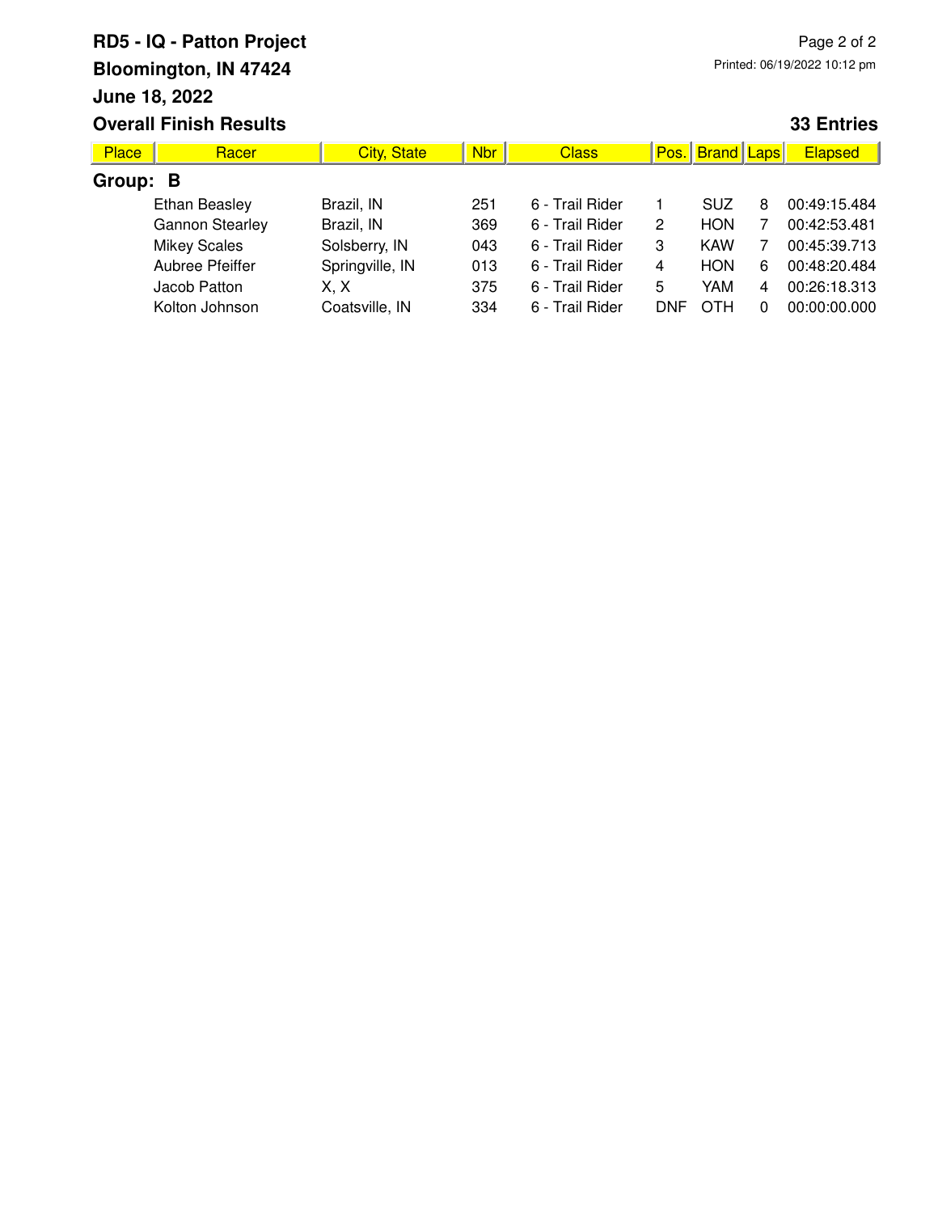# RD5 - IQ - Patton Project
## Bloomington, IN 47424
## June 18, 2022
## Overall Finish Results

Printed: 06/19/2022 10:12 pm

**33 Entries**

| Place | Racer | City, State | Nbr | Class | Pos. | Brand | Laps | Elapsed |
|---|---|---|---|---|---|---|---|---|
| **Group: B** | | | | | | | | |
| | Ethan Beasley | Brazil, IN | 251 | 6 - Trail Rider | 1 | SUZ | 8 | 00:49:15.484 |
| | Gannon Stearley | Brazil, IN | 369 | 6 - Trail Rider | 2 | HON | 7 | 00:42:53.481 |
| | Mikey Scales | Solsberry, IN | 043 | 6 - Trail Rider | 3 | KAW | 7 | 00:45:39.713 |
| | Aubree Pfeiffer | Springville, IN | 013 | 6 - Trail Rider | 4 | HON | 6 | 00:48:20.484 |
| | Jacob Patton | X, X | 375 | 6 - Trail Rider | 5 | YAM | 4 | 00:26:18.313 |
| | Kolton Johnson | Coatsville, IN | 334 | 6 - Trail Rider | DNF | OTH | 0 | 00:00:00.000 |